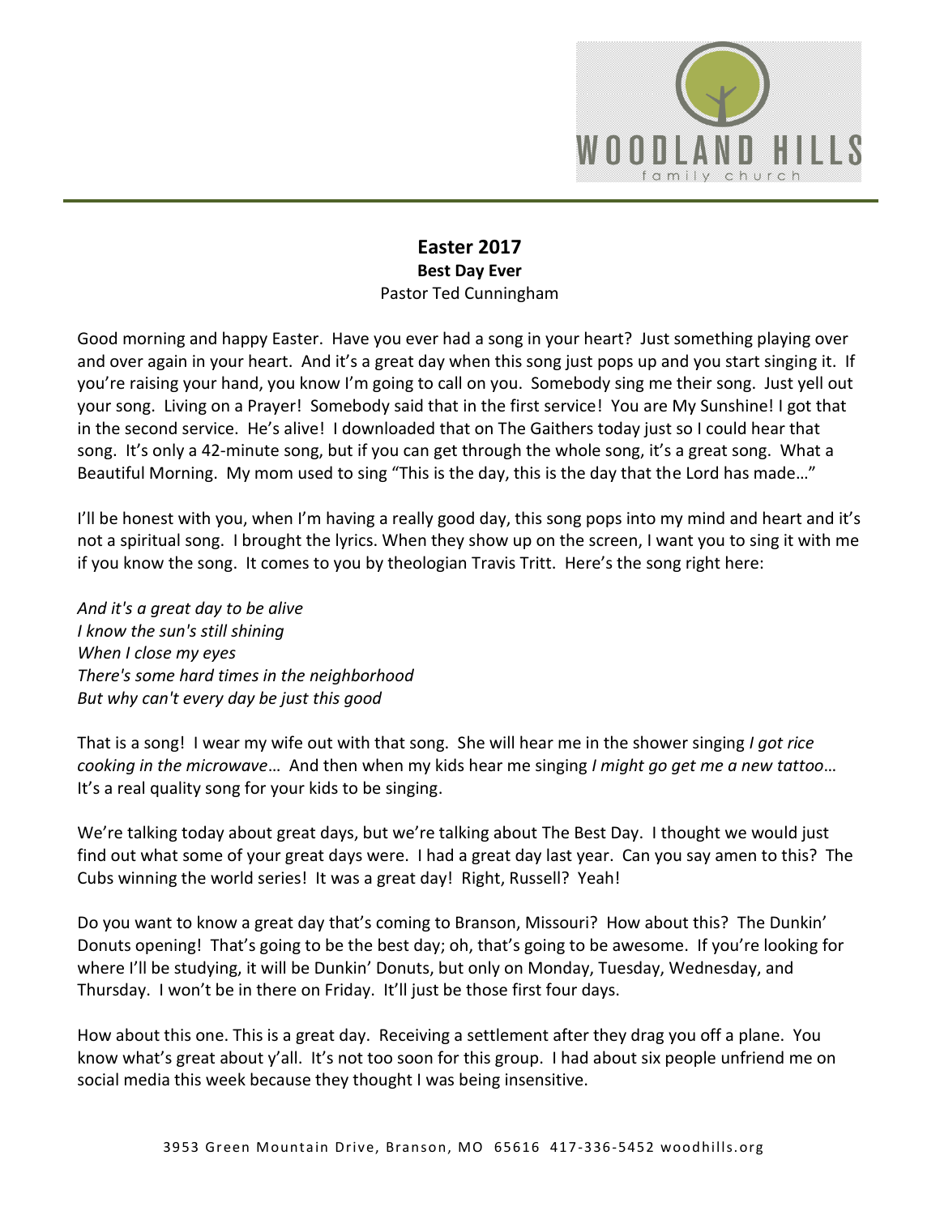# Easter 2017

**Best Day Ever**

Pastor Ted Cunningham

Good morning and happy Easter. Have you ever had a song in your heart? Just something playing over and over again in your heart. And it's a great day when this song just pops up and you start singing it. If you're raising your hand, you know I'm going to call on you. Somebody sing me their song. Just yell out your song. Living on a Prayer! Somebody said that in the first service! You are My Sunshine! I got that in the second service. He's alive! I downloaded that on The Gaithers today just so I could hear that song. It's only a 42-minute song, but if you can get through the whole song, it's a great song. What a Beautiful Morning. My mom used to sing "This is the day, this is the day that the Lord has made…"

I'll be honest with you, when I'm having a really good day, this song pops into my mind and heart and it's not a spiritual song. I brought the lyrics. When they show up on the screen, I want you to sing it with me if you know the song. It comes to you by theologian Travis Tritt. Here's the song right here:

*And it's a great day to be alive*
*I know the sun's still shining*
*When I close my eyes*
*There's some hard times in the neighborhood*
*But why can't every day be just this good*

That is a song! I wear my wife out with that song. She will hear me in the shower singing *I got rice cooking in the microwave*… And then when my kids hear me singing *I might go get me a new tattoo*… It's a real quality song for your kids to be singing.

We're talking today about great days, but we're talking about The Best Day. I thought we would just find out what some of your great days were. I had a great day last year. Can you say amen to this? The Cubs winning the world series! It was a great day! Right, Russell? Yeah!

Do you want to know a great day that's coming to Branson, Missouri? How about this? The Dunkin' Donuts opening! That's going to be the best day; oh, that's going to be awesome. If you're looking for where I'll be studying, it will be Dunkin' Donuts, but only on Monday, Tuesday, Wednesday, and Thursday. I won't be in there on Friday. It'll just be those first four days.

How about this one. This is a great day. Receiving a settlement after they drag you off a plane. You know what's great about y'all. It's not too soon for this group. I had about six people unfriend me on social media this week because they thought I was being insensitive.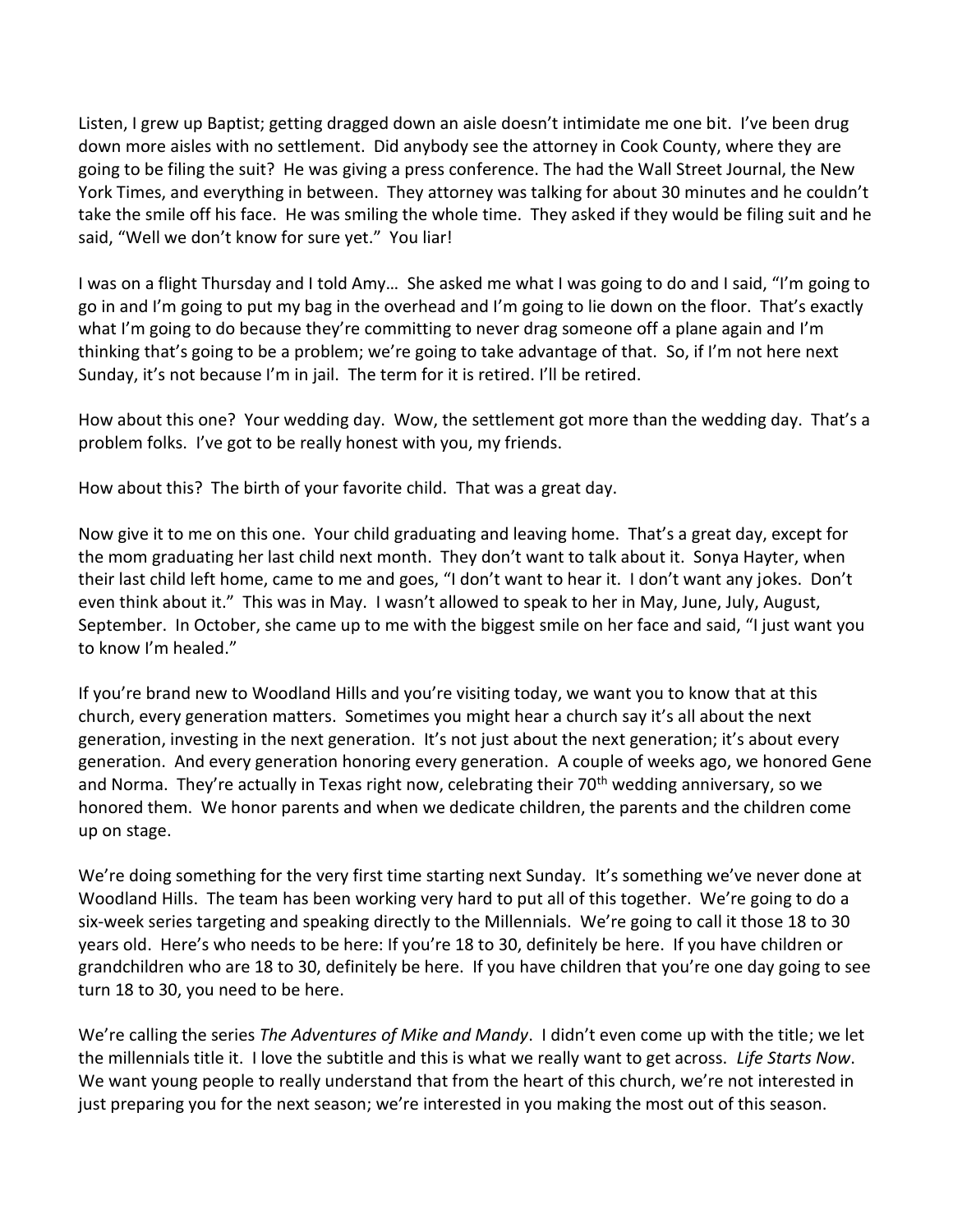Listen, I grew up Baptist; getting dragged down an aisle doesn't intimidate me one bit. I've been drug down more aisles with no settlement. Did anybody see the attorney in Cook County, where they are going to be filing the suit? He was giving a press conference. The had the Wall Street Journal, the New York Times, and everything in between. They attorney was talking for about 30 minutes and he couldn't take the smile off his face. He was smiling the whole time. They asked if they would be filing suit and he said, "Well we don't know for sure yet." You liar!

I was on a flight Thursday and I told Amy… She asked me what I was going to do and I said, "I'm going to go in and I'm going to put my bag in the overhead and I'm going to lie down on the floor. That's exactly what I'm going to do because they're committing to never drag someone off a plane again and I'm thinking that's going to be a problem; we're going to take advantage of that. So, if I'm not here next Sunday, it's not because I'm in jail. The term for it is retired. I'll be retired.

How about this one? Your wedding day. Wow, the settlement got more than the wedding day. That's a problem folks. I've got to be really honest with you, my friends.

How about this? The birth of your favorite child. That was a great day.

Now give it to me on this one. Your child graduating and leaving home. That's a great day, except for the mom graduating her last child next month. They don't want to talk about it. Sonya Hayter, when their last child left home, came to me and goes, "I don't want to hear it. I don't want any jokes. Don't even think about it." This was in May. I wasn't allowed to speak to her in May, June, July, August, September. In October, she came up to me with the biggest smile on her face and said, "I just want you to know I'm healed."

If you're brand new to Woodland Hills and you're visiting today, we want you to know that at this church, every generation matters. Sometimes you might hear a church say it's all about the next generation, investing in the next generation. It's not just about the next generation; it's about every generation. And every generation honoring every generation. A couple of weeks ago, we honored Gene and Norma. They're actually in Texas right now, celebrating their 70th wedding anniversary, so we honored them. We honor parents and when we dedicate children, the parents and the children come up on stage.

We're doing something for the very first time starting next Sunday. It's something we've never done at Woodland Hills. The team has been working very hard to put all of this together. We're going to do a six-week series targeting and speaking directly to the Millennials. We're going to call it those 18 to 30 years old. Here's who needs to be here: If you're 18 to 30, definitely be here. If you have children or grandchildren who are 18 to 30, definitely be here. If you have children that you're one day going to see turn 18 to 30, you need to be here.

We're calling the series *The Adventures of Mike and Mandy*. I didn't even come up with the title; we let the millennials title it. I love the subtitle and this is what we really want to get across. *Life Starts Now*. We want young people to really understand that from the heart of this church, we're not interested in just preparing you for the next season; we're interested in you making the most out of this season.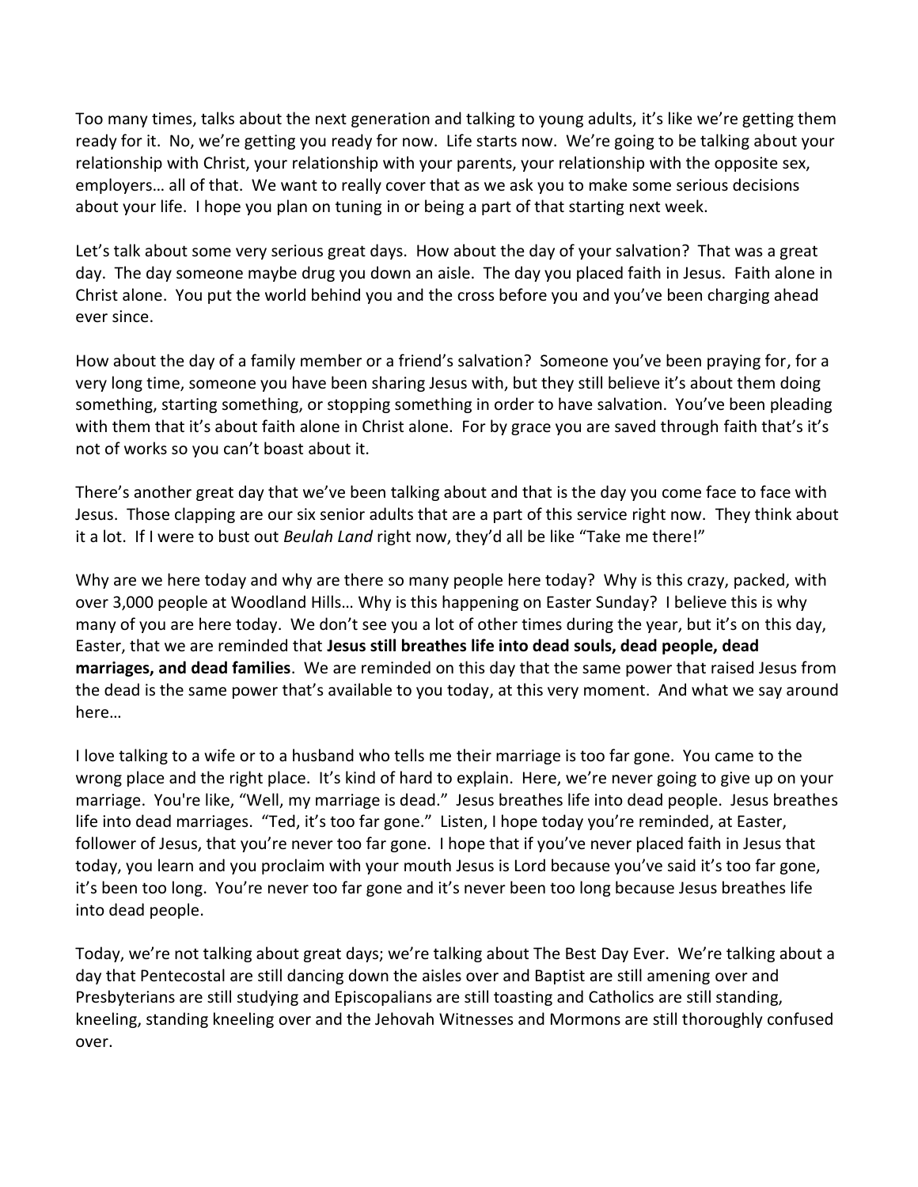Too many times, talks about the next generation and talking to young adults, it's like we're getting them ready for it. No, we're getting you ready for now. Life starts now. We're going to be talking about your relationship with Christ, your relationship with your parents, your relationship with the opposite sex, employers… all of that. We want to really cover that as we ask you to make some serious decisions about your life. I hope you plan on tuning in or being a part of that starting next week.

Let's talk about some very serious great days. How about the day of your salvation? That was a great day. The day someone maybe drug you down an aisle. The day you placed faith in Jesus. Faith alone in Christ alone. You put the world behind you and the cross before you and you've been charging ahead ever since.

How about the day of a family member or a friend's salvation? Someone you've been praying for, for a very long time, someone you have been sharing Jesus with, but they still believe it's about them doing something, starting something, or stopping something in order to have salvation. You've been pleading with them that it's about faith alone in Christ alone. For by grace you are saved through faith that's it's not of works so you can't boast about it.

There's another great day that we've been talking about and that is the day you come face to face with Jesus. Those clapping are our six senior adults that are a part of this service right now. They think about it a lot. If I were to bust out *Beulah Land* right now, they'd all be like "Take me there!"

Why are we here today and why are there so many people here today? Why is this crazy, packed, with over 3,000 people at Woodland Hills… Why is this happening on Easter Sunday? I believe this is why many of you are here today. We don't see you a lot of other times during the year, but it's on this day, Easter, that we are reminded that **Jesus still breathes life into dead souls, dead people, dead marriages, and dead families**. We are reminded on this day that the same power that raised Jesus from the dead is the same power that's available to you today, at this very moment. And what we say around here…

I love talking to a wife or to a husband who tells me their marriage is too far gone. You came to the wrong place and the right place. It's kind of hard to explain. Here, we're never going to give up on your marriage. You're like, "Well, my marriage is dead." Jesus breathes life into dead people. Jesus breathes life into dead marriages. "Ted, it's too far gone." Listen, I hope today you're reminded, at Easter, follower of Jesus, that you're never too far gone. I hope that if you've never placed faith in Jesus that today, you learn and you proclaim with your mouth Jesus is Lord because you've said it's too far gone, it's been too long. You're never too far gone and it's never been too long because Jesus breathes life into dead people.

Today, we're not talking about great days; we're talking about The Best Day Ever. We're talking about a day that Pentecostal are still dancing down the aisles over and Baptist are still amening over and Presbyterians are still studying and Episcopalians are still toasting and Catholics are still standing, kneeling, standing kneeling over and the Jehovah Witnesses and Mormons are still thoroughly confused over.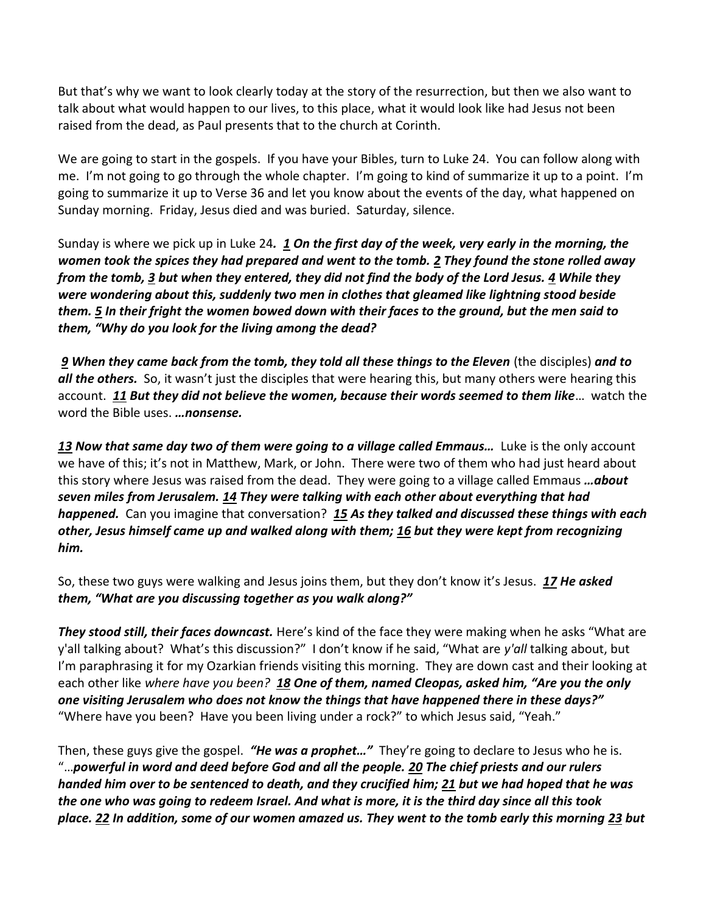But that's why we want to look clearly today at the story of the resurrection, but then we also want to talk about what would happen to our lives, to this place, what it would look like had Jesus not been raised from the dead, as Paul presents that to the church at Corinth.

We are going to start in the gospels. If you have your Bibles, turn to Luke 24. You can follow along with me. I'm not going to go through the whole chapter. I'm going to kind of summarize it up to a point. I'm going to summarize it up to Verse 36 and let you know about the events of the day, what happened on Sunday morning. Friday, Jesus died and was buried. Saturday, silence.

Sunday is where we pick up in Luke 24*. **1 On the first day of the week, very early in the morning, the women took the spices they had prepared and went to the tomb. 2 They found the stone rolled away from the tomb, 3 but when they entered, they did not find the body of the Lord Jesus. 4 While they were wondering about this, suddenly two men in clothes that gleamed like lightning stood beside them. 5 In their fright the women bowed down with their faces to the ground, but the men said to them, "Why do you look for the living among the dead?***

***9 When they came back from the tomb, they told all these things to the Eleven*** (the disciples) ***and to all the others.*** So, it wasn't just the disciples that were hearing this, but many others were hearing this account. ***11 But they did not believe the women, because their words seemed to them like***… watch the word the Bible uses. ***…nonsense.***

***13 Now that same day two of them were going to a village called Emmaus…*** Luke is the only account we have of this; it's not in Matthew, Mark, or John. There were two of them who had just heard about this story where Jesus was raised from the dead. They were going to a village called Emmaus ***…about seven miles from Jerusalem. 14 They were talking with each other about everything that had happened.*** Can you imagine that conversation? ***15 As they talked and discussed these things with each other, Jesus himself came up and walked along with them; 16 but they were kept from recognizing him.***

So, these two guys were walking and Jesus joins them, but they don't know it's Jesus. ***17 He asked them, "What are you discussing together as you walk along?"***

***They stood still, their faces downcast.*** Here's kind of the face they were making when he asks "What are y'all talking about? What's this discussion?" I don't know if he said, "What are *y'all* talking about, but I'm paraphrasing it for my Ozarkian friends visiting this morning. They are down cast and their looking at each other like *where have you been?* ***18 One of them, named Cleopas, asked him, "Are you the only one visiting Jerusalem who does not know the things that have happened there in these days?"*** "Where have you been? Have you been living under a rock?" to which Jesus said, "Yeah."

Then, these guys give the gospel. ***"He was a prophet…"*** They're going to declare to Jesus who he is. "…***powerful in word and deed before God and all the people. 20 The chief priests and our rulers handed him over to be sentenced to death, and they crucified him; 21 but we had hoped that he was the one who was going to redeem Israel. And what is more, it is the third day since all this took place. 22 In addition, some of our women amazed us. They went to the tomb early this morning 23 but***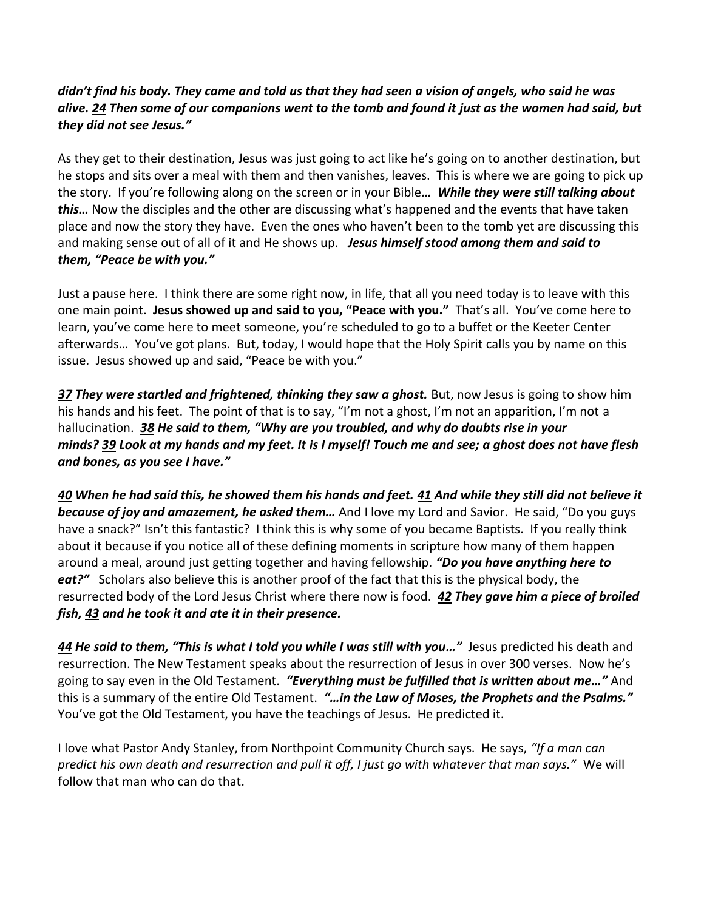***didn't find his body. They came and told us that they had seen a vision of angels, who said he was alive. 24 Then some of our companions went to the tomb and found it just as the women had said, but they did not see Jesus."***

As they get to their destination, Jesus was just going to act like he's going on to another destination, but he stops and sits over a meal with them and then vanishes, leaves. This is where we are going to pick up the story. If you're following along on the screen or in your Bible***… While they were still talking about this…*** Now the disciples and the other are discussing what's happened and the events that have taken place and now the story they have. Even the ones who haven't been to the tomb yet are discussing this and making sense out of all of it and He shows up. ***Jesus himself stood among them and said to them, "Peace be with you."***

Just a pause here. I think there are some right now, in life, that all you need today is to leave with this one main point. **Jesus showed up and said to you, "Peace with you."** That's all. You've come here to learn, you've come here to meet someone, you're scheduled to go to a buffet or the Keeter Center afterwards… You've got plans. But, today, I would hope that the Holy Spirit calls you by name on this issue. Jesus showed up and said, "Peace be with you."

***37 They were startled and frightened, thinking they saw a ghost.*** But, now Jesus is going to show him his hands and his feet. The point of that is to say, "I'm not a ghost, I'm not an apparition, I'm not a hallucination. ***38 He said to them, "Why are you troubled, and why do doubts rise in your minds? 39 Look at my hands and my feet. It is I myself! Touch me and see; a ghost does not have flesh and bones, as you see I have."***

***40 When he had said this, he showed them his hands and feet. 41 And while they still did not believe it because of joy and amazement, he asked them…*** And I love my Lord and Savior. He said, "Do you guys have a snack?" Isn't this fantastic? I think this is why some of you became Baptists. If you really think about it because if you notice all of these defining moments in scripture how many of them happen around a meal, around just getting together and having fellowship. ***"Do you have anything here to eat?"*** Scholars also believe this is another proof of the fact that this is the physical body, the resurrected body of the Lord Jesus Christ where there now is food. ***42 They gave him a piece of broiled fish, 43 and he took it and ate it in their presence.***

***44 He said to them, "This is what I told you while I was still with you…"*** Jesus predicted his death and resurrection. The New Testament speaks about the resurrection of Jesus in over 300 verses. Now he's going to say even in the Old Testament. ***"Everything must be fulfilled that is written about me…"*** And this is a summary of the entire Old Testament. ***"…in the Law of Moses, the Prophets and the Psalms."*** You've got the Old Testament, you have the teachings of Jesus. He predicted it.

I love what Pastor Andy Stanley, from Northpoint Community Church says. He says, *"If a man can predict his own death and resurrection and pull it off, I just go with whatever that man says."* We will follow that man who can do that.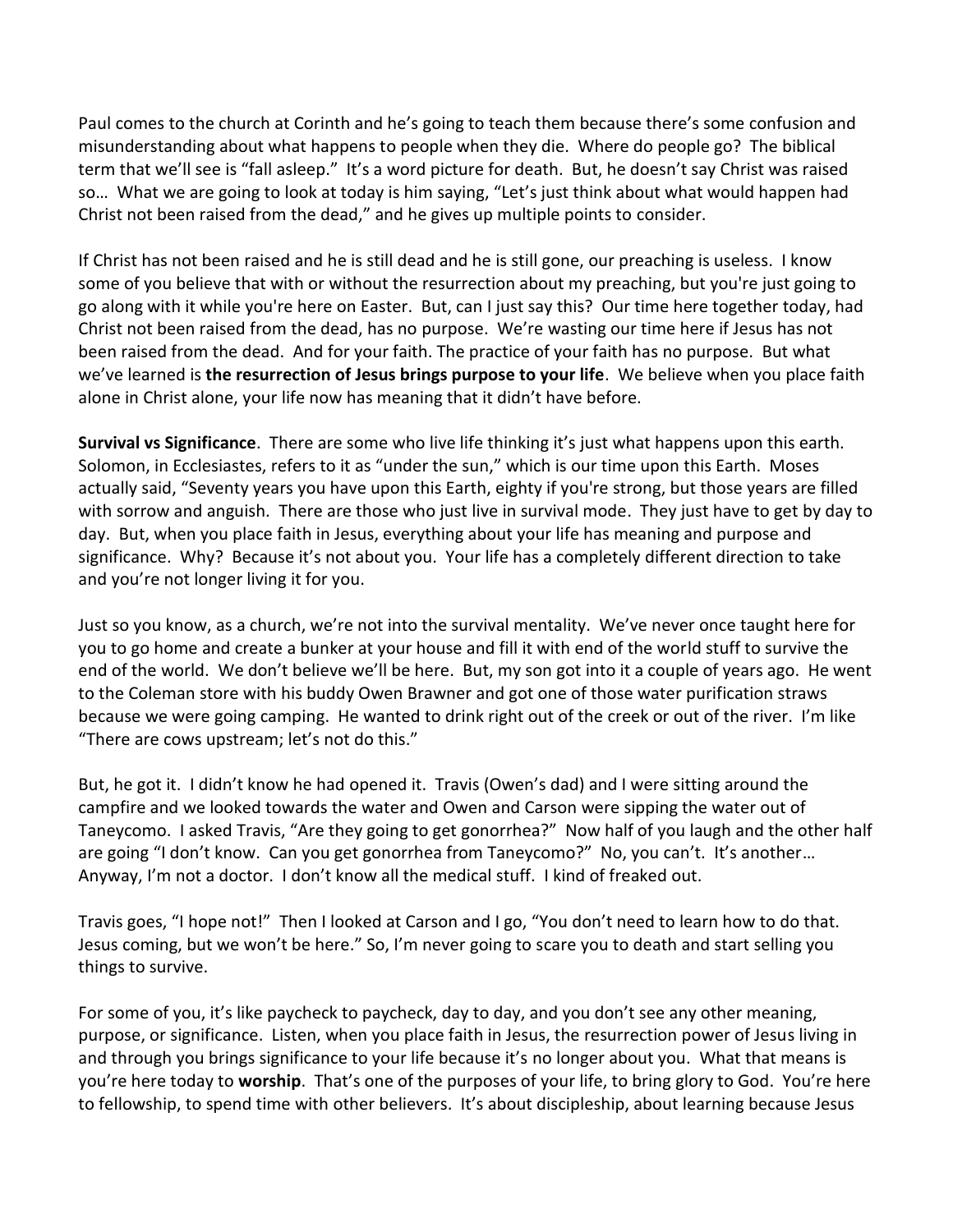Paul comes to the church at Corinth and he's going to teach them because there's some confusion and misunderstanding about what happens to people when they die. Where do people go? The biblical term that we'll see is "fall asleep." It's a word picture for death. But, he doesn't say Christ was raised so… What we are going to look at today is him saying, "Let's just think about what would happen had Christ not been raised from the dead," and he gives up multiple points to consider.

If Christ has not been raised and he is still dead and he is still gone, our preaching is useless. I know some of you believe that with or without the resurrection about my preaching, but you're just going to go along with it while you're here on Easter. But, can I just say this? Our time here together today, had Christ not been raised from the dead, has no purpose. We're wasting our time here if Jesus has not been raised from the dead. And for your faith. The practice of your faith has no purpose. But what we've learned is **the resurrection of Jesus brings purpose to your life**. We believe when you place faith alone in Christ alone, your life now has meaning that it didn't have before.

**Survival vs Significance**. There are some who live life thinking it's just what happens upon this earth. Solomon, in Ecclesiastes, refers to it as "under the sun," which is our time upon this Earth. Moses actually said, "Seventy years you have upon this Earth, eighty if you're strong, but those years are filled with sorrow and anguish. There are those who just live in survival mode. They just have to get by day to day. But, when you place faith in Jesus, everything about your life has meaning and purpose and significance. Why? Because it's not about you. Your life has a completely different direction to take and you're not longer living it for you.

Just so you know, as a church, we're not into the survival mentality. We've never once taught here for you to go home and create a bunker at your house and fill it with end of the world stuff to survive the end of the world. We don't believe we'll be here. But, my son got into it a couple of years ago. He went to the Coleman store with his buddy Owen Brawner and got one of those water purification straws because we were going camping. He wanted to drink right out of the creek or out of the river. I'm like "There are cows upstream; let's not do this."

But, he got it. I didn't know he had opened it. Travis (Owen's dad) and I were sitting around the campfire and we looked towards the water and Owen and Carson were sipping the water out of Taneycomo. I asked Travis, "Are they going to get gonorrhea?" Now half of you laugh and the other half are going "I don't know. Can you get gonorrhea from Taneycomo?" No, you can't. It's another… Anyway, I'm not a doctor. I don't know all the medical stuff. I kind of freaked out.

Travis goes, "I hope not!" Then I looked at Carson and I go, "You don't need to learn how to do that. Jesus coming, but we won't be here." So, I'm never going to scare you to death and start selling you things to survive.

For some of you, it's like paycheck to paycheck, day to day, and you don't see any other meaning, purpose, or significance. Listen, when you place faith in Jesus, the resurrection power of Jesus living in and through you brings significance to your life because it's no longer about you. What that means is you're here today to **worship**. That's one of the purposes of your life, to bring glory to God. You're here to fellowship, to spend time with other believers. It's about discipleship, about learning because Jesus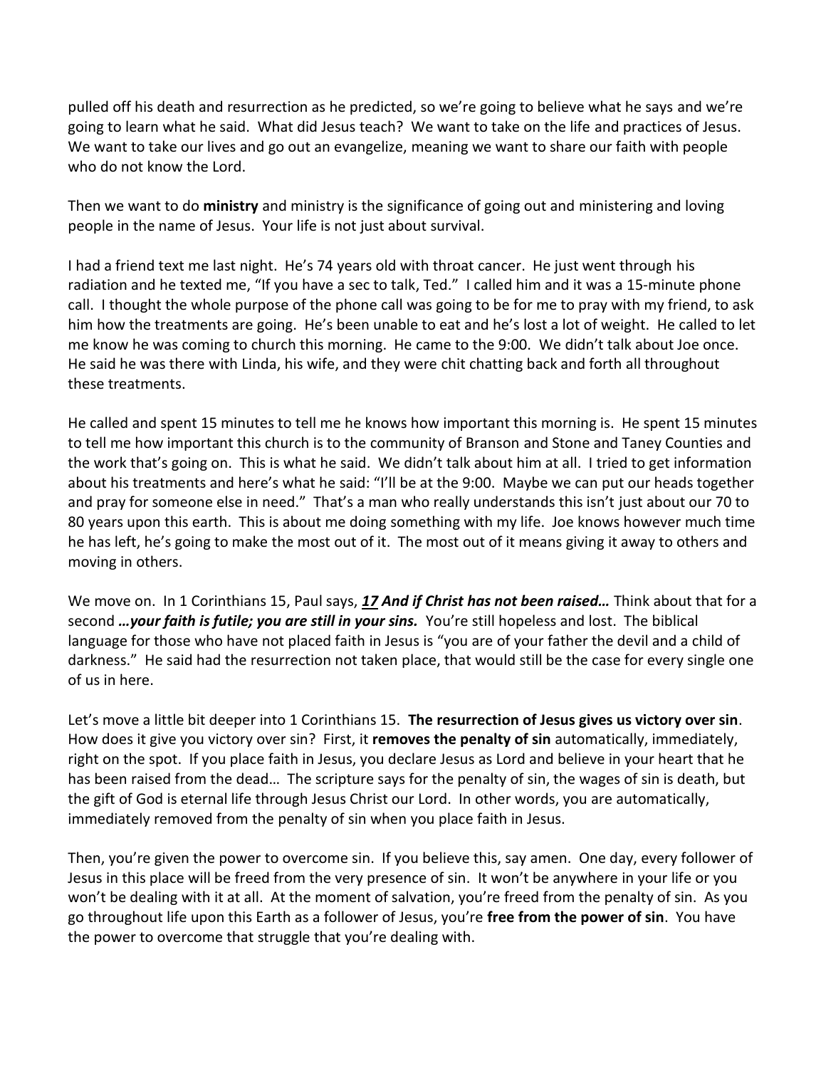pulled off his death and resurrection as he predicted, so we're going to believe what he says and we're going to learn what he said. What did Jesus teach? We want to take on the life and practices of Jesus. We want to take our lives and go out an evangelize, meaning we want to share our faith with people who do not know the Lord.

Then we want to do **ministry** and ministry is the significance of going out and ministering and loving people in the name of Jesus. Your life is not just about survival.

I had a friend text me last night. He's 74 years old with throat cancer. He just went through his radiation and he texted me, "If you have a sec to talk, Ted." I called him and it was a 15-minute phone call. I thought the whole purpose of the phone call was going to be for me to pray with my friend, to ask him how the treatments are going. He's been unable to eat and he's lost a lot of weight. He called to let me know he was coming to church this morning. He came to the 9:00. We didn't talk about Joe once. He said he was there with Linda, his wife, and they were chit chatting back and forth all throughout these treatments.

He called and spent 15 minutes to tell me he knows how important this morning is. He spent 15 minutes to tell me how important this church is to the community of Branson and Stone and Taney Counties and the work that's going on. This is what he said. We didn't talk about him at all. I tried to get information about his treatments and here's what he said: "I'll be at the 9:00. Maybe we can put our heads together and pray for someone else in need." That's a man who really understands this isn't just about our 70 to 80 years upon this earth. This is about me doing something with my life. Joe knows however much time he has left, he's going to make the most out of it. The most out of it means giving it away to others and moving in others.

We move on. In 1 Corinthians 15, Paul says, ***17 And if Christ has not been raised…*** Think about that for a second ***…your faith is futile; you are still in your sins.*** You're still hopeless and lost. The biblical language for those who have not placed faith in Jesus is "you are of your father the devil and a child of darkness." He said had the resurrection not taken place, that would still be the case for every single one of us in here.

Let's move a little bit deeper into 1 Corinthians 15. **The resurrection of Jesus gives us victory over sin**. How does it give you victory over sin? First, it **removes the penalty of sin** automatically, immediately, right on the spot. If you place faith in Jesus, you declare Jesus as Lord and believe in your heart that he has been raised from the dead… The scripture says for the penalty of sin, the wages of sin is death, but the gift of God is eternal life through Jesus Christ our Lord. In other words, you are automatically, immediately removed from the penalty of sin when you place faith in Jesus.

Then, you're given the power to overcome sin. If you believe this, say amen. One day, every follower of Jesus in this place will be freed from the very presence of sin. It won't be anywhere in your life or you won't be dealing with it at all. At the moment of salvation, you're freed from the penalty of sin. As you go throughout life upon this Earth as a follower of Jesus, you're **free from the power of sin**. You have the power to overcome that struggle that you're dealing with.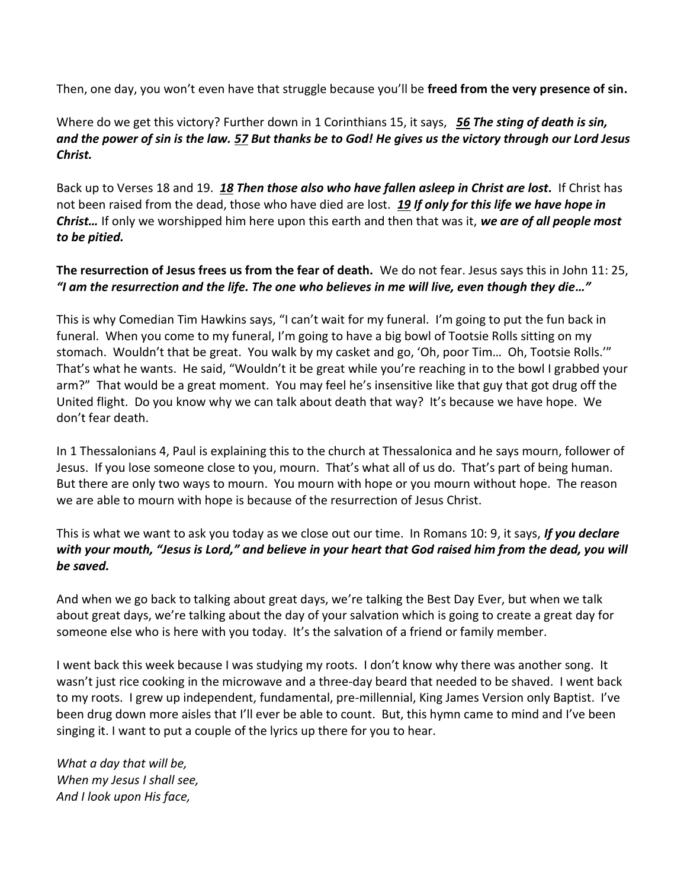Then, one day, you won't even have that struggle because you'll be **freed from the very presence of sin.**

Where do we get this victory? Further down in 1 Corinthians 15, it says, ***56 The sting of death is sin, and the power of sin is the law. 57 But thanks be to God! He gives us the victory through our Lord Jesus Christ.***

Back up to Verses 18 and 19. ***18 Then those also who have fallen asleep in Christ are lost.*** If Christ has not been raised from the dead, those who have died are lost. ***19 If only for this life we have hope in Christ…*** If only we worshipped him here upon this earth and then that was it, ***we are of all people most to be pitied.***

**The resurrection of Jesus frees us from the fear of death.** We do not fear. Jesus says this in John 11: 25, ***"I am the resurrection and the life. The one who believes in me will live, even though they die…"***

This is why Comedian Tim Hawkins says, "I can't wait for my funeral. I'm going to put the fun back in funeral. When you come to my funeral, I'm going to have a big bowl of Tootsie Rolls sitting on my stomach. Wouldn't that be great. You walk by my casket and go, 'Oh, poor Tim… Oh, Tootsie Rolls.'" That's what he wants. He said, "Wouldn't it be great while you're reaching in to the bowl I grabbed your arm?" That would be a great moment. You may feel he's insensitive like that guy that got drug off the United flight. Do you know why we can talk about death that way? It's because we have hope. We don't fear death.

In 1 Thessalonians 4, Paul is explaining this to the church at Thessalonica and he says mourn, follower of Jesus. If you lose someone close to you, mourn. That's what all of us do. That's part of being human. But there are only two ways to mourn. You mourn with hope or you mourn without hope. The reason we are able to mourn with hope is because of the resurrection of Jesus Christ.

This is what we want to ask you today as we close out our time. In Romans 10: 9, it says, ***If you declare with your mouth, "Jesus is Lord," and believe in your heart that God raised him from the dead, you will be saved.***

And when we go back to talking about great days, we're talking the Best Day Ever, but when we talk about great days, we're talking about the day of your salvation which is going to create a great day for someone else who is here with you today. It's the salvation of a friend or family member.

I went back this week because I was studying my roots. I don't know why there was another song. It wasn't just rice cooking in the microwave and a three-day beard that needed to be shaved. I went back to my roots. I grew up independent, fundamental, pre-millennial, King James Version only Baptist. I've been drug down more aisles that I'll ever be able to count. But, this hymn came to mind and I've been singing it. I want to put a couple of the lyrics up there for you to hear.

*What a day that will be,*
*When my Jesus I shall see,*
*And I look upon His face,*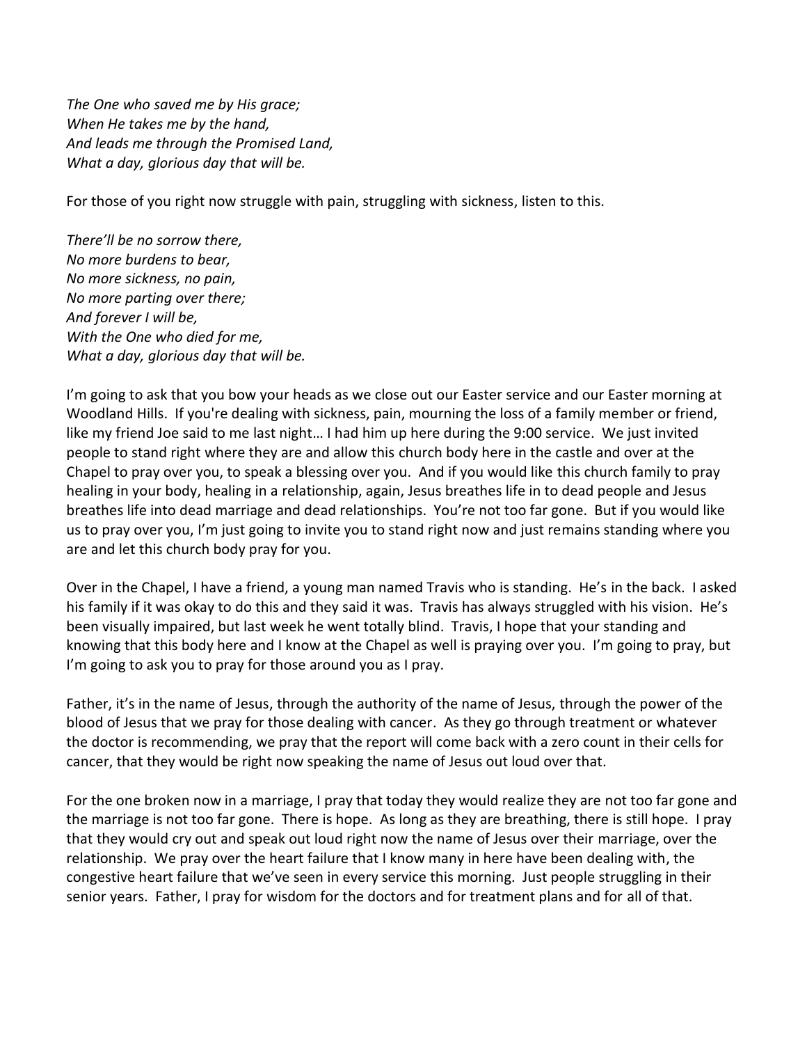*The One who saved me by His grace;*
*When He takes me by the hand,*
*And leads me through the Promised Land,*
*What a day, glorious day that will be.*

For those of you right now struggle with pain, struggling with sickness, listen to this.

*There'll be no sorrow there,*
*No more burdens to bear,*
*No more sickness, no pain,*
*No more parting over there;*
*And forever I will be,*
*With the One who died for me,*
*What a day, glorious day that will be.*

I'm going to ask that you bow your heads as we close out our Easter service and our Easter morning at Woodland Hills. If you're dealing with sickness, pain, mourning the loss of a family member or friend, like my friend Joe said to me last night… I had him up here during the 9:00 service. We just invited people to stand right where they are and allow this church body here in the castle and over at the Chapel to pray over you, to speak a blessing over you. And if you would like this church family to pray healing in your body, healing in a relationship, again, Jesus breathes life in to dead people and Jesus breathes life into dead marriage and dead relationships. You're not too far gone. But if you would like us to pray over you, I'm just going to invite you to stand right now and just remains standing where you are and let this church body pray for you.

Over in the Chapel, I have a friend, a young man named Travis who is standing. He's in the back. I asked his family if it was okay to do this and they said it was. Travis has always struggled with his vision. He's been visually impaired, but last week he went totally blind. Travis, I hope that your standing and knowing that this body here and I know at the Chapel as well is praying over you. I'm going to pray, but I'm going to ask you to pray for those around you as I pray.

Father, it's in the name of Jesus, through the authority of the name of Jesus, through the power of the blood of Jesus that we pray for those dealing with cancer. As they go through treatment or whatever the doctor is recommending, we pray that the report will come back with a zero count in their cells for cancer, that they would be right now speaking the name of Jesus out loud over that.

For the one broken now in a marriage, I pray that today they would realize they are not too far gone and the marriage is not too far gone. There is hope. As long as they are breathing, there is still hope. I pray that they would cry out and speak out loud right now the name of Jesus over their marriage, over the relationship. We pray over the heart failure that I know many in here have been dealing with, the congestive heart failure that we've seen in every service this morning. Just people struggling in their senior years. Father, I pray for wisdom for the doctors and for treatment plans and for all of that.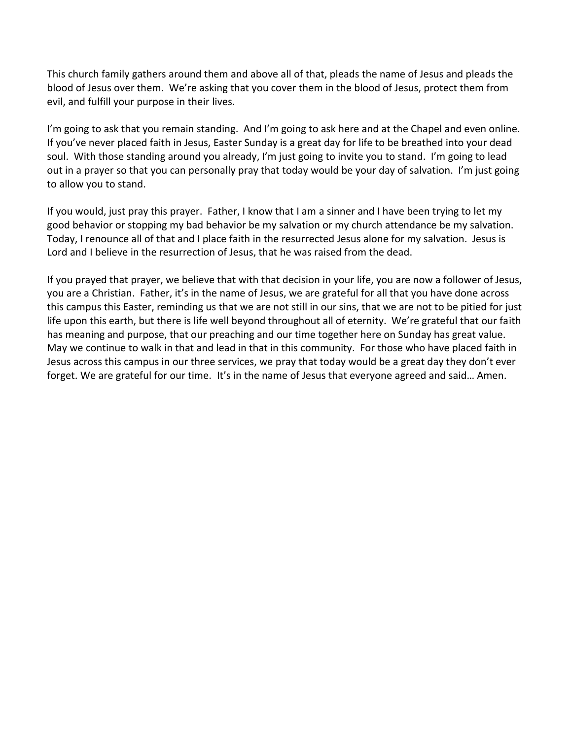This church family gathers around them and above all of that, pleads the name of Jesus and pleads the blood of Jesus over them. We're asking that you cover them in the blood of Jesus, protect them from evil, and fulfill your purpose in their lives.

I'm going to ask that you remain standing. And I'm going to ask here and at the Chapel and even online. If you've never placed faith in Jesus, Easter Sunday is a great day for life to be breathed into your dead soul. With those standing around you already, I'm just going to invite you to stand. I'm going to lead out in a prayer so that you can personally pray that today would be your day of salvation. I'm just going to allow you to stand.

If you would, just pray this prayer. Father, I know that I am a sinner and I have been trying to let my good behavior or stopping my bad behavior be my salvation or my church attendance be my salvation. Today, I renounce all of that and I place faith in the resurrected Jesus alone for my salvation. Jesus is Lord and I believe in the resurrection of Jesus, that he was raised from the dead.

If you prayed that prayer, we believe that with that decision in your life, you are now a follower of Jesus, you are a Christian. Father, it's in the name of Jesus, we are grateful for all that you have done across this campus this Easter, reminding us that we are not still in our sins, that we are not to be pitied for just life upon this earth, but there is life well beyond throughout all of eternity. We're grateful that our faith has meaning and purpose, that our preaching and our time together here on Sunday has great value. May we continue to walk in that and lead in that in this community. For those who have placed faith in Jesus across this campus in our three services, we pray that today would be a great day they don't ever forget. We are grateful for our time. It's in the name of Jesus that everyone agreed and said… Amen.